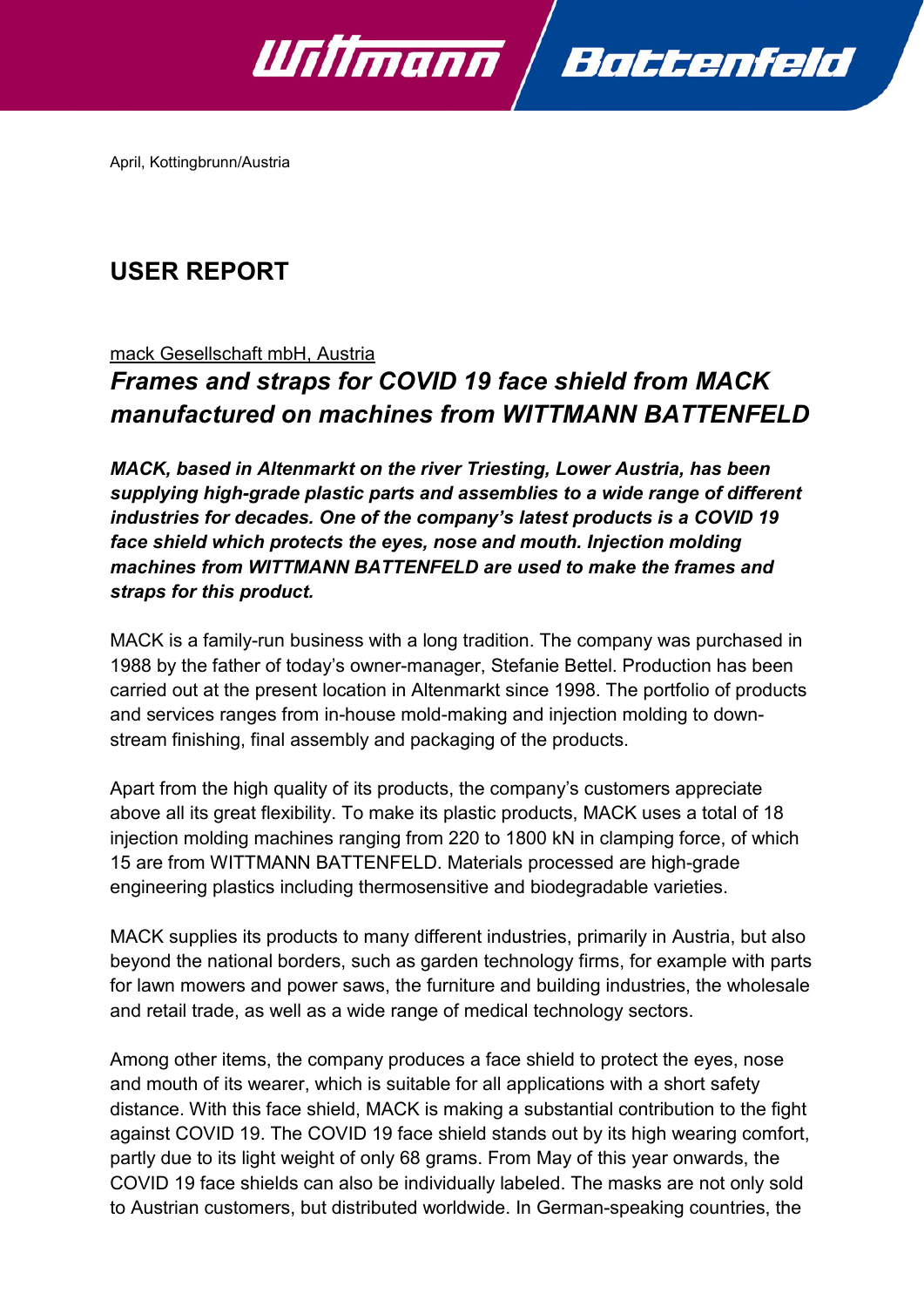April, Kottingbrunn/Austria

# USER REPORT

mack Gesellschaft mbH, Austria

## *Frames and straps for COVID 19 face shield from MACK manufactured on machines from WITTMANN BATTENFELD*

***MACK, based in Altenmarkt on the river Triesting, Lower Austria, has been supplying high-grade plastic parts and assemblies to a wide range of different industries for decades. One of the company's latest products is a COVID 19 face shield which protects the eyes, nose and mouth. Injection molding machines from WITTMANN BATTENFELD are used to make the frames and straps for this product.***

MACK is a family-run business with a long tradition. The company was purchased in 1988 by the father of today's owner-manager, Stefanie Bettel. Production has been carried out at the present location in Altenmarkt since 1998. The portfolio of products and services ranges from in-house mold-making and injection molding to down-stream finishing, final assembly and packaging of the products.

Apart from the high quality of its products, the company's customers appreciate above all its great flexibility. To make its plastic products, MACK uses a total of 18 injection molding machines ranging from 220 to 1800 kN in clamping force, of which 15 are from WITTMANN BATTENFELD. Materials processed are high-grade engineering plastics including thermosensitive and biodegradable varieties.

MACK supplies its products to many different industries, primarily in Austria, but also beyond the national borders, such as garden technology firms, for example with parts for lawn mowers and power saws, the furniture and building industries, the wholesale and retail trade, as well as a wide range of medical technology sectors.

Among other items, the company produces a face shield to protect the eyes, nose and mouth of its wearer, which is suitable for all applications with a short safety distance. With this face shield, MACK is making a substantial contribution to the fight against COVID 19. The COVID 19 face shield stands out by its high wearing comfort, partly due to its light weight of only 68 grams. From May of this year onwards, the COVID 19 face shields can also be individually labeled. The masks are not only sold to Austrian customers, but distributed worldwide. In German-speaking countries, the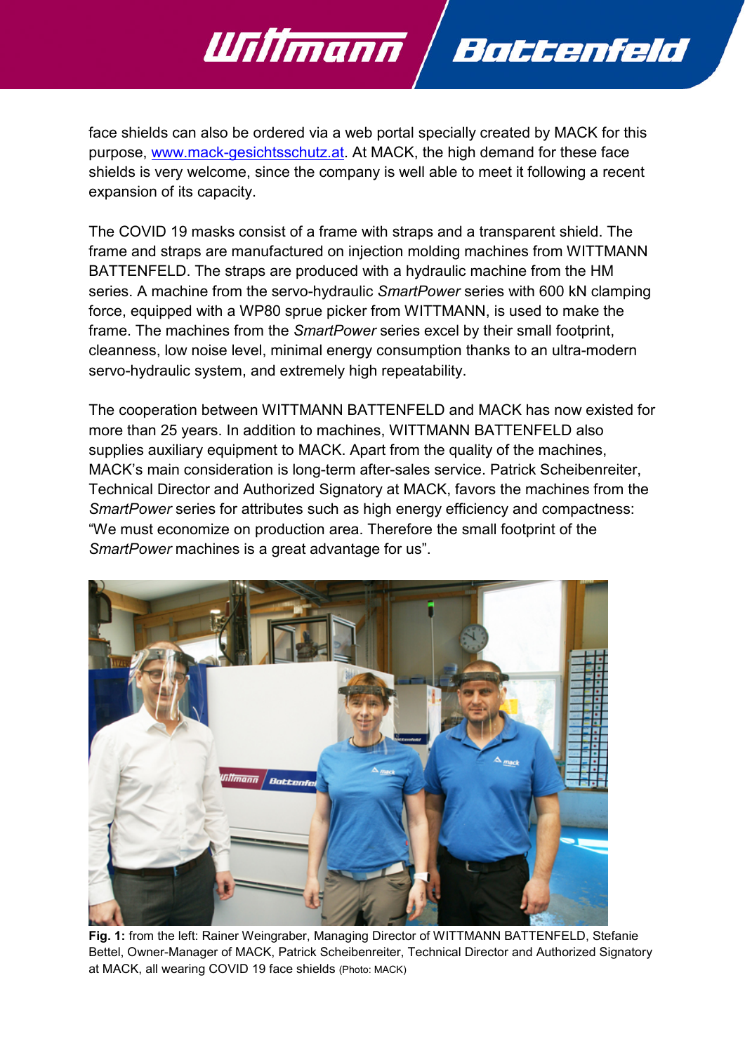face shields can also be ordered via a web portal specially created by MACK for this purpose, [www.mack-gesichtsschutz.at](http://www.mack-gesichtsschutz.at). At MACK, the high demand for these face shields is very welcome, since the company is well able to meet it following a recent expansion of its capacity.

The COVID 19 masks consist of a frame with straps and a transparent shield. The frame and straps are manufactured on injection molding machines from WITTMANN BATTENFELD. The straps are produced with a hydraulic machine from the HM series. A machine from the servo-hydraulic *SmartPower* series with 600 kN clamping force, equipped with a WP80 sprue picker from WITTMANN, is used to make the frame. The machines from the *SmartPower* series excel by their small footprint, cleanness, low noise level, minimal energy consumption thanks to an ultra-modern servo-hydraulic system, and extremely high repeatability.

The cooperation between WITTMANN BATTENFELD and MACK has now existed for more than 25 years. In addition to machines, WITTMANN BATTENFELD also supplies auxiliary equipment to MACK. Apart from the quality of the machines, MACK's main consideration is long-term after-sales service. Patrick Scheibenreiter, Technical Director and Authorized Signatory at MACK, favors the machines from the *SmartPower* series for attributes such as high energy efficiency and compactness: "We must economize on production area. Therefore the small footprint of the *SmartPower* machines is a great advantage for us".

**Fig. 1:** from the left: Rainer Weingraber, Managing Director of WITTMANN BATTENFELD, Stefanie Bettel, Owner-Manager of MACK, Patrick Scheibenreiter, Technical Director and Authorized Signatory at MACK, all wearing COVID 19 face shields (Photo: MACK)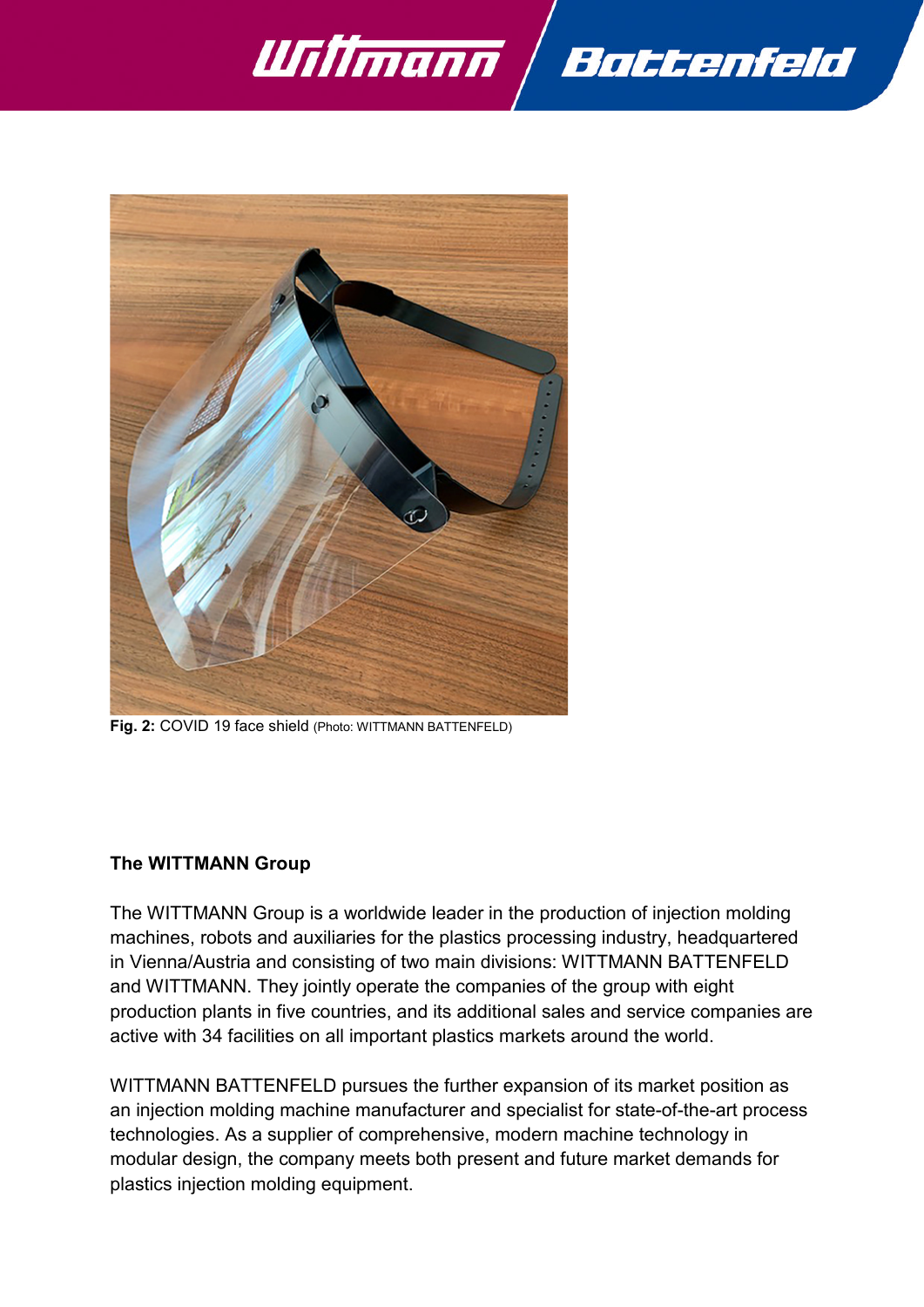**Fig. 2:** COVID 19 face shield (Photo: WITTMANN BATTENFELD)

**The WITTMANN Group**

The WITTMANN Group is a worldwide leader in the production of injection molding machines, robots and auxiliaries for the plastics processing industry, headquartered in Vienna/Austria and consisting of two main divisions: WITTMANN BATTENFELD and WITTMANN. They jointly operate the companies of the group with eight production plants in five countries, and its additional sales and service companies are active with 34 facilities on all important plastics markets around the world.

WITTMANN BATTENFELD pursues the further expansion of its market position as an injection molding machine manufacturer and specialist for state-of-the-art process technologies. As a supplier of comprehensive, modern machine technology in modular design, the company meets both present and future market demands for plastics injection molding equipment.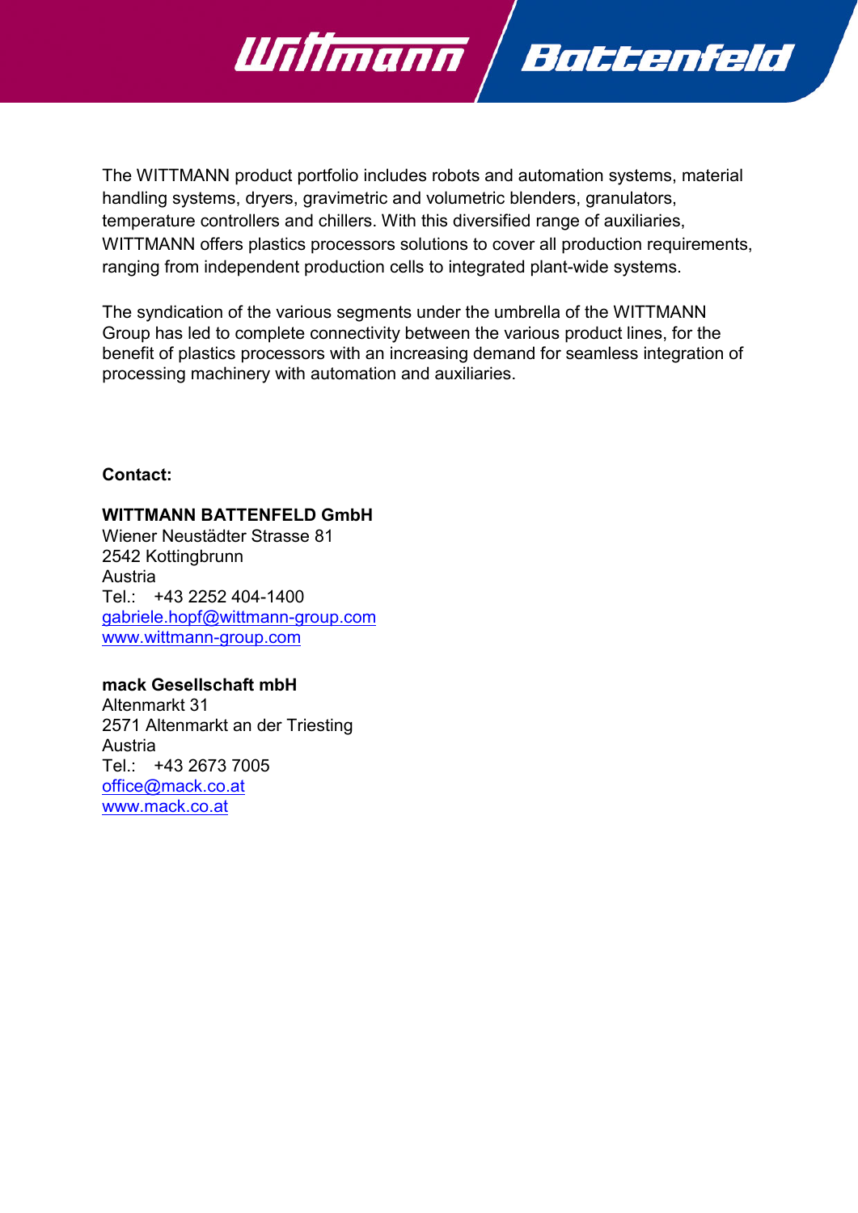The WITTMANN product portfolio includes robots and automation systems, material handling systems, dryers, gravimetric and volumetric blenders, granulators, temperature controllers and chillers. With this diversified range of auxiliaries, WITTMANN offers plastics processors solutions to cover all production requirements, ranging from independent production cells to integrated plant-wide systems.

The syndication of the various segments under the umbrella of the WITTMANN Group has led to complete connectivity between the various product lines, for the benefit of plastics processors with an increasing demand for seamless integration of processing machinery with automation and auxiliaries.

**Contact:**

**WITTMANN BATTENFELD GmbH**
Wiener Neustädter Strasse 81
2542 Kottingbrunn
Austria
Tel.: +43 2252 404-1400
gabriele.hopf@wittmann-group.com
www.wittmann-group.com

**mack Gesellschaft mbH**
Altenmarkt 31
2571 Altenmarkt an der Triesting
Austria
Tel.: +43 2673 7005
office@mack.co.at
www.mack.co.at